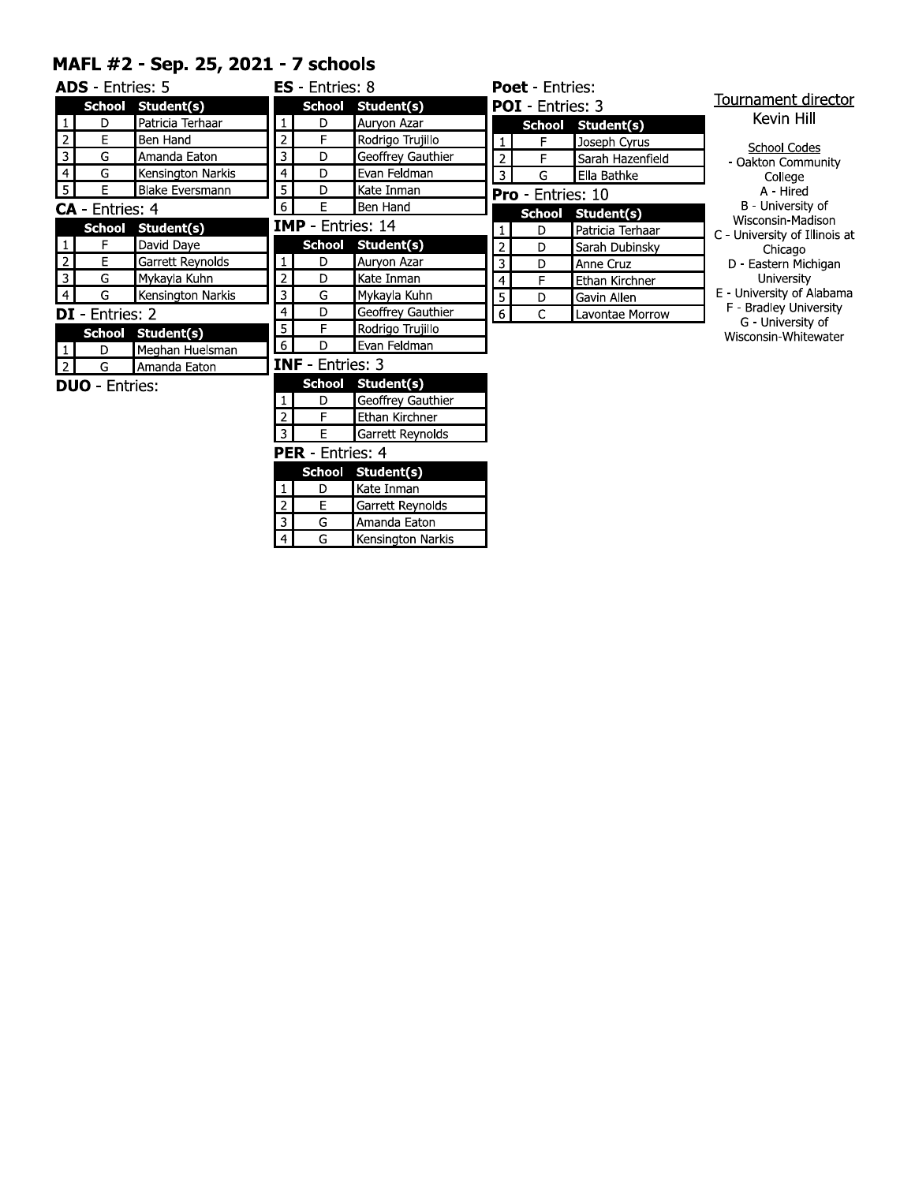# MAFL #2 - Sep. 25, 2021 - 7 schools

**ADS** - Entries: 5

| | School | Student(s) |
|---|---|---|
| 1 | D | Patricia Terhaar |
| 2 | E | Ben Hand |
| 3 | G | Amanda Eaton |
| 4 | G | Kensington Narkis |
| 5 | E | Blake Eversmann |

**CA** - Entries: 4

| | School | Student(s) |
|---|---|---|
| 1 | F | David Daye |
| 2 | E | Garrett Reynolds |
| 3 | G | Mykayla Kuhn |
| 4 | G | Kensington Narkis |

**DI** - Entries: 2

| | School | Student(s) |
|---|---|---|
| 1 | D | Meghan Huelsman |
| 2 | G | Amanda Eaton |

**DUO** - Entries:

**ES** - Entries: 8

| | School | Student(s) |
|---|---|---|
| 1 | D | Auryon Azar |
| 2 | F | Rodrigo Trujillo |
| 3 | D | Geoffrey Gauthier |
| 4 | D | Evan Feldman |
| 5 | D | Kate Inman |
| 6 | E | Ben Hand |

**IMP** - Entries: 14

| | School | Student(s) |
|---|---|---|
| 1 | D | Auryon Azar |
| 2 | D | Kate Inman |
| 3 | G | Mykayla Kuhn |
| 4 | D | Geoffrey Gauthier |
| 5 | F | Rodrigo Trujillo |
| 6 | D | Evan Feldman |

**INF** - Entries: 3

| | School | Student(s) |
|---|---|---|
| 1 | D | Geoffrey Gauthier |
| 2 | F | Ethan Kirchner |
| 3 | E | Garrett Reynolds |

**PER** - Entries: 4

| | School | Student(s) |
|---|---|---|
| 1 | D | Kate Inman |
| 2 | E | Garrett Reynolds |
| 3 | G | Amanda Eaton |
| 4 | G | Kensington Narkis |

**Poet** - Entries:

**POI** - Entries: 3

| | School | Student(s) |
|---|---|---|
| 1 | F | Joseph Cyrus |
| 2 | F | Sarah Hazenfield |
| 3 | G | Ella Bathke |

**Pro** - Entries: 10

| | School | Student(s) |
|---|---|---|
| 1 | D | Patricia Terhaar |
| 2 | D | Sarah Dubinsky |
| 3 | D | Anne Cruz |
| 4 | F | Ethan Kirchner |
| 5 | D | Gavin Allen |
| 6 | C | Lavontae Morrow |

Tournament director
Kevin Hill

School Codes
- Oakton Community College
A - Hired
B - University of Wisconsin-Madison
C - University of Illinois at Chicago
D - Eastern Michigan University
E - University of Alabama
F - Bradley University
G - University of Wisconsin-Whitewater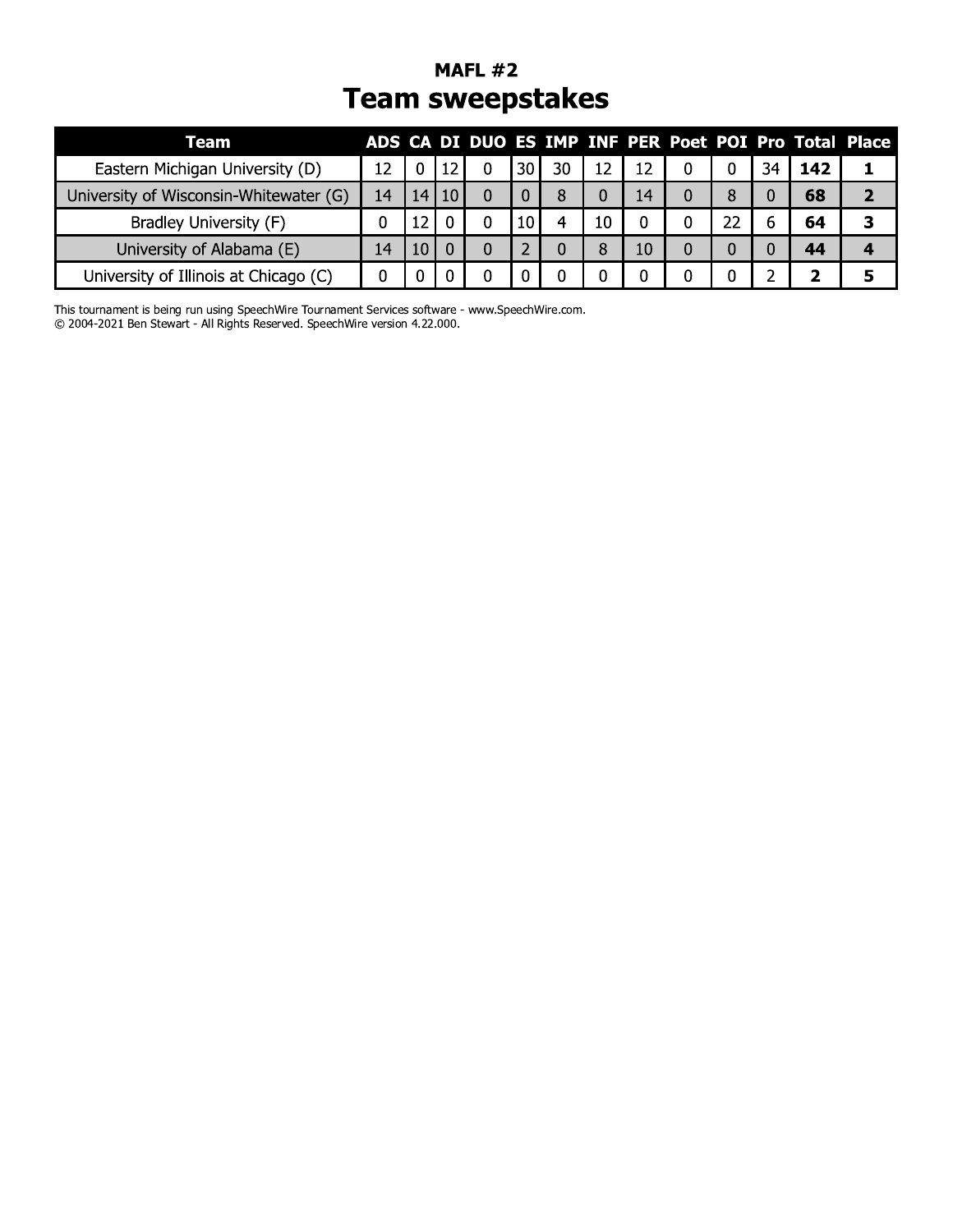## MAFL #2

# Team sweepstakes

| Team | ADS | CA | DI | DUO | ES | IMP | INF | PER | Poet | POI | Pro | Total | Place |
|---|---|---|---|---|---|---|---|---|---|---|---|---|---|
| Eastern Michigan University (D) | 12 | 0 | 12 | 0 | 30 | 30 | 12 | 12 | 0 | 0 | 34 | **142** | **1** |
| University of Wisconsin-Whitewater (G) | 14 | 14 | 10 | 0 | 0 | 8 | 0 | 14 | 0 | 8 | 0 | **68** | **2** |
| Bradley University (F) | 0 | 12 | 0 | 0 | 10 | 4 | 10 | 0 | 0 | 22 | 6 | **64** | **3** |
| University of Alabama (E) | 14 | 10 | 0 | 0 | 2 | 0 | 8 | 10 | 0 | 0 | 0 | **44** | **4** |
| University of Illinois at Chicago (C) | 0 | 0 | 0 | 0 | 0 | 0 | 0 | 0 | 0 | 0 | 2 | **2** | **5** |

This tournament is being run using SpeechWire Tournament Services software - www.SpeechWire.com.
© 2004-2021 Ben Stewart - All Rights Reserved. SpeechWire version 4.22.000.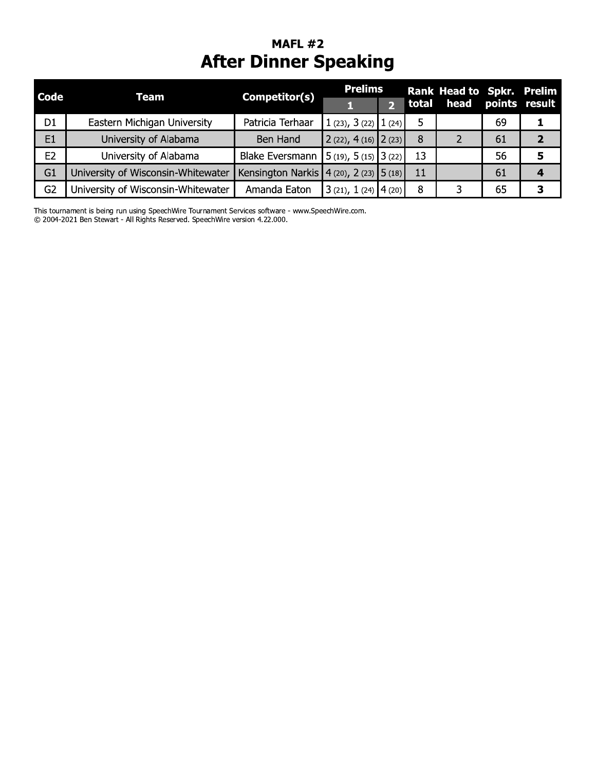## MAFL #2

# After Dinner Speaking

| Code | Team | Competitor(s) | Prelims | | Rank total | Head to head | Spkr. points | Prelim result |
|---|---|---|---|---|---|---|---|---|
| | | | 1 | 2 | | | | |
| D1 | Eastern Michigan University | Patricia Terhaar | 1 (23), 3 (22) | 1 (24) | 5 | | 69 | **1** |
| E1 | University of Alabama | Ben Hand | 2 (22), 4 (16) | 2 (23) | 8 | 2 | 61 | **2** |
| E2 | University of Alabama | Blake Eversmann | 5 (19), 5 (15) | 3 (22) | 13 | | 56 | **5** |
| G1 | University of Wisconsin-Whitewater | Kensington Narkis | 4 (20), 2 (23) | 5 (18) | 11 | | 61 | **4** |
| G2 | University of Wisconsin-Whitewater | Amanda Eaton | 3 (21), 1 (24) | 4 (20) | 8 | 3 | 65 | **3** |

This tournament is being run using SpeechWire Tournament Services software - www.SpeechWire.com.
© 2004-2021 Ben Stewart - All Rights Reserved. SpeechWire version 4.22.000.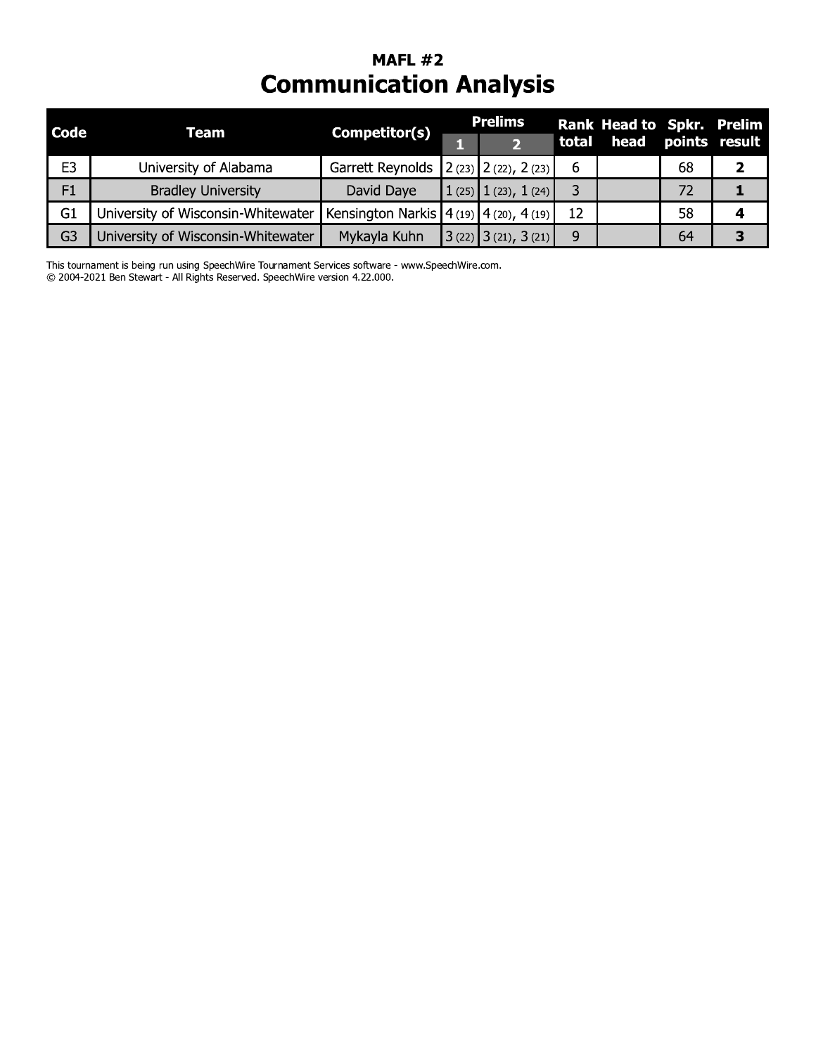## MAFL #2

# Communication Analysis

| Code | Team | Competitor(s) | Prelims | | Rank total | Head to head | Spkr. points | Prelim result |
|---|---|---|---|---|---|---|---|---|
| | | | 1 | 2 | | | | |
| E3 | University of Alabama | Garrett Reynolds | 2 (23) | 2 (22), 2 (23) | 6 | | 68 | **2** |
| F1 | Bradley University | David Daye | 1 (25) | 1 (23), 1 (24) | 3 | | 72 | **1** |
| G1 | University of Wisconsin-Whitewater | Kensington Narkis | 4 (19) | 4 (20), 4 (19) | 12 | | 58 | **4** |
| G3 | University of Wisconsin-Whitewater | Mykayla Kuhn | 3 (22) | 3 (21), 3 (21) | 9 | | 64 | **3** |

This tournament is being run using SpeechWire Tournament Services software - www.SpeechWire.com.
© 2004-2021 Ben Stewart - All Rights Reserved. SpeechWire version 4.22.000.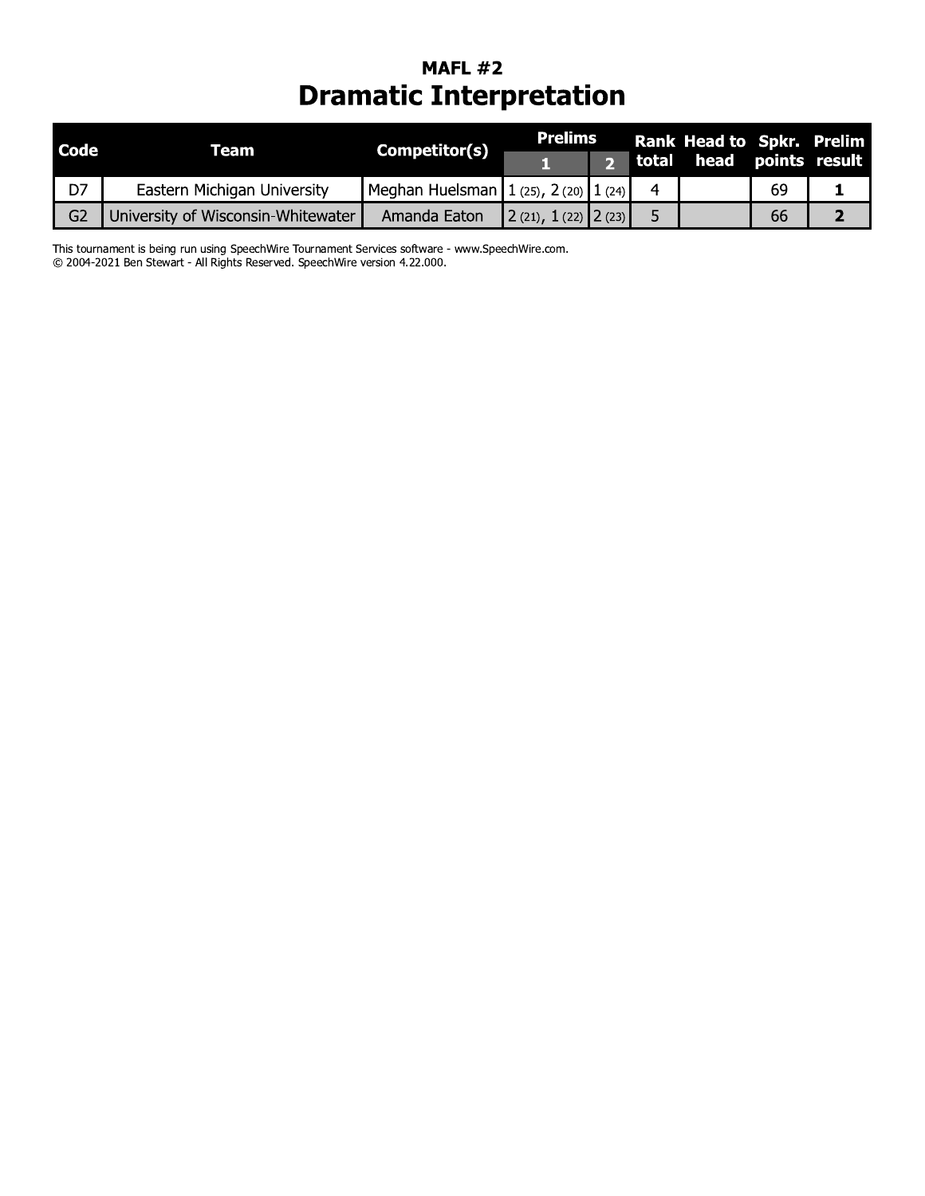## MAFL #2

# Dramatic Interpretation

| Code | Team | Competitor(s) | Prelims | | Rank total | Head to head | Spkr. points | Prelim result |
|---|---|---|---|---|---|---|---|---|
| | | | 1 | 2 | | | | |
| D7 | Eastern Michigan University | Meghan Huelsman | 1 (25), 2 (20) | 1 (24) | 4 | | 69 | **1** |
| G2 | University of Wisconsin-Whitewater | Amanda Eaton | 2 (21), 1 (22) | 2 (23) | 5 | | 66 | **2** |

This tournament is being run using SpeechWire Tournament Services software - www.SpeechWire.com.
© 2004-2021 Ben Stewart - All Rights Reserved. SpeechWire version 4.22.000.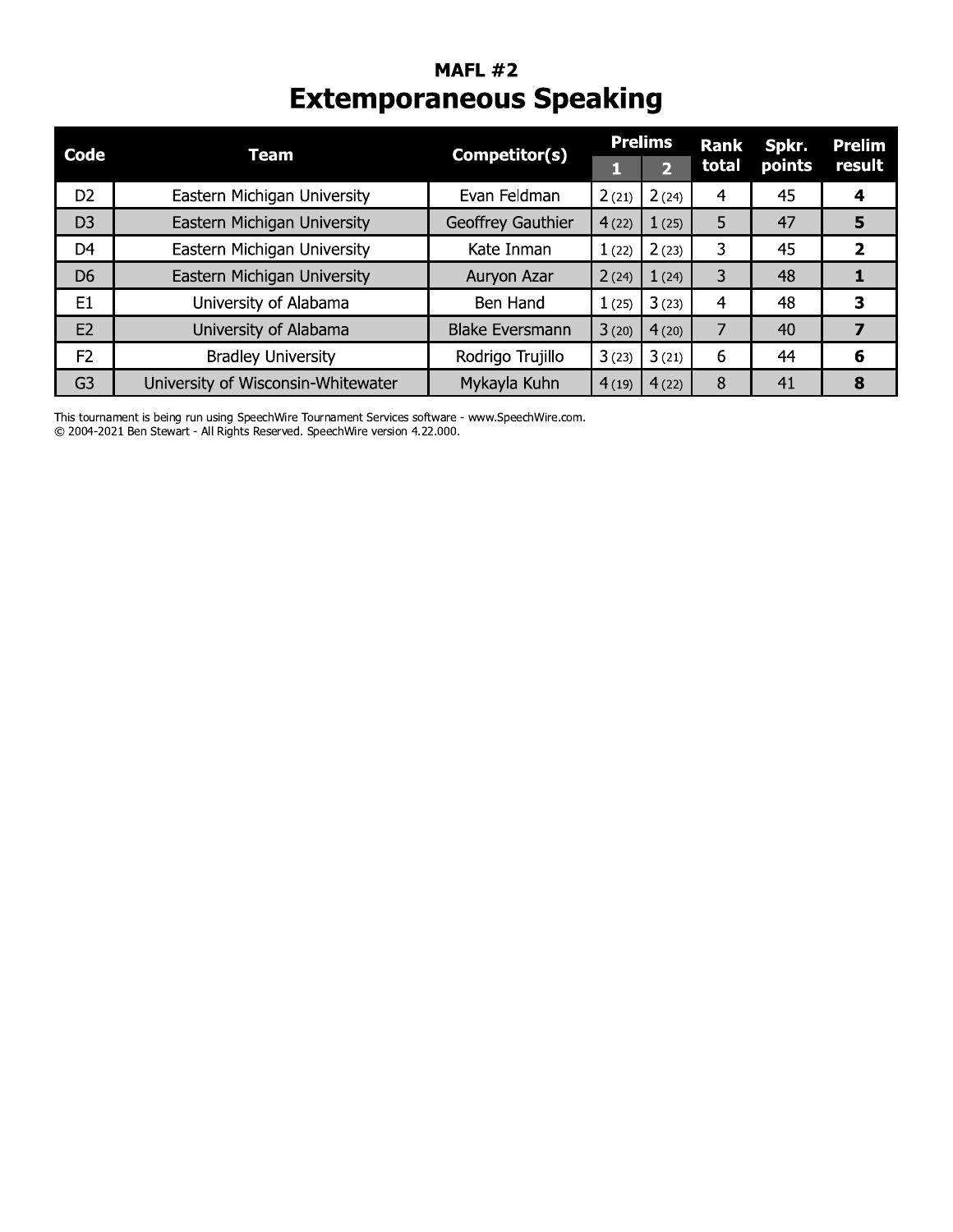## MAFL #2

# Extemporaneous Speaking

| Code | Team | Competitor(s) | Prelims | | Rank total | Spkr. points | Prelim result |
|---|---|---|---|---|---|---|---|
| | | | 1 | 2 | | | |
| D2 | Eastern Michigan University | Evan Feldman | 2 (21) | 2 (24) | 4 | 45 | **4** |
| D3 | Eastern Michigan University | Geoffrey Gauthier | 4 (22) | 1 (25) | 5 | 47 | **5** |
| D4 | Eastern Michigan University | Kate Inman | 1 (22) | 2 (23) | 3 | 45 | **2** |
| D6 | Eastern Michigan University | Auryon Azar | 2 (24) | 1 (24) | 3 | 48 | **1** |
| E1 | University of Alabama | Ben Hand | 1 (25) | 3 (23) | 4 | 48 | **3** |
| E2 | University of Alabama | Blake Eversmann | 3 (20) | 4 (20) | 7 | 40 | **7** |
| F2 | Bradley University | Rodrigo Trujillo | 3 (23) | 3 (21) | 6 | 44 | **6** |
| G3 | University of Wisconsin-Whitewater | Mykayla Kuhn | 4 (19) | 4 (22) | 8 | 41 | **8** |

This tournament is being run using SpeechWire Tournament Services software - www.SpeechWire.com.
© 2004-2021 Ben Stewart - All Rights Reserved. SpeechWire version 4.22.000.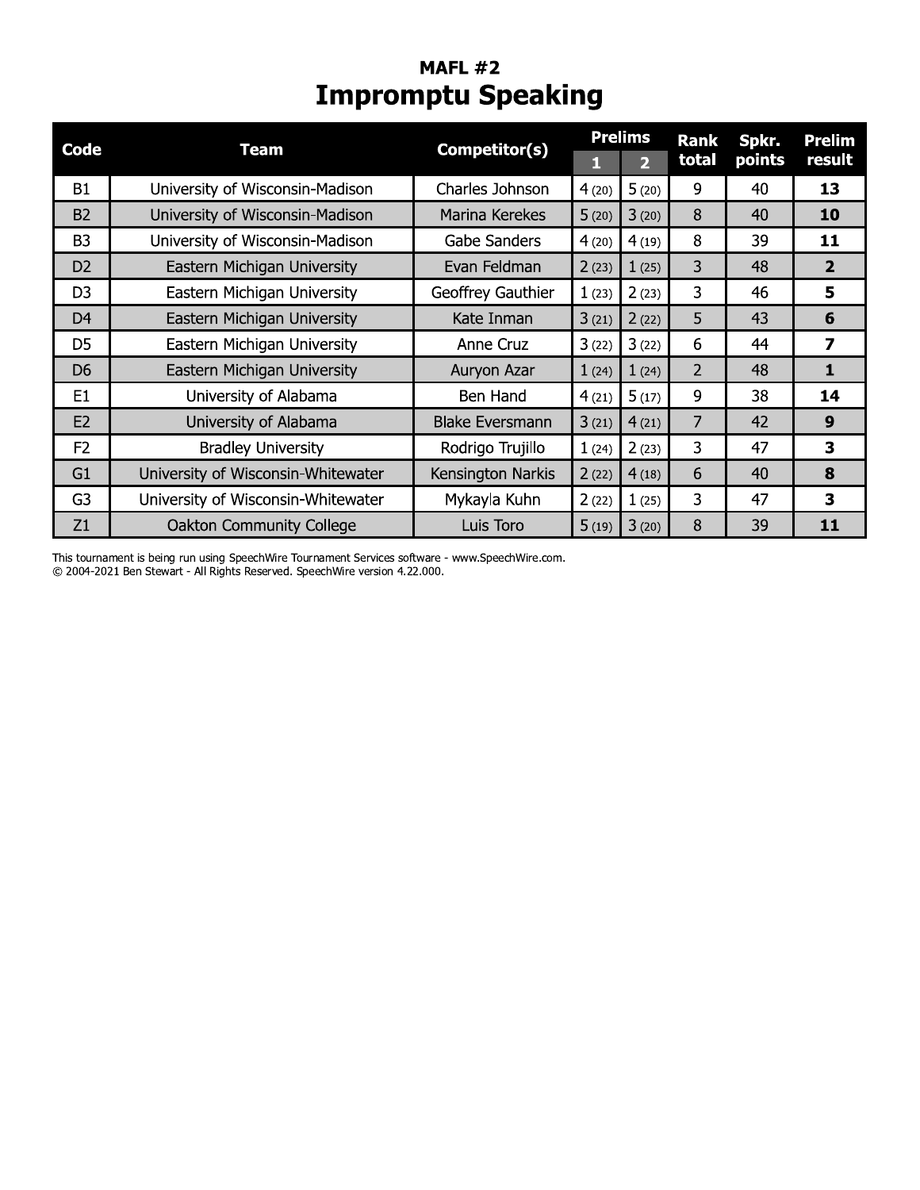## MAFL #2

# Impromptu Speaking

| Code | Team | Competitor(s) | Prelims | | Rank total | Spkr. points | Prelim result |
|---|---|---|---|---|---|---|---|
| | | | 1 | 2 | | | |
| B1 | University of Wisconsin-Madison | Charles Johnson | 4 (20) | 5 (20) | 9 | 40 | **13** |
| B2 | University of Wisconsin-Madison | Marina Kerekes | 5 (20) | 3 (20) | 8 | 40 | **10** |
| B3 | University of Wisconsin-Madison | Gabe Sanders | 4 (20) | 4 (19) | 8 | 39 | **11** |
| D2 | Eastern Michigan University | Evan Feldman | 2 (23) | 1 (25) | 3 | 48 | **2** |
| D3 | Eastern Michigan University | Geoffrey Gauthier | 1 (23) | 2 (23) | 3 | 46 | **5** |
| D4 | Eastern Michigan University | Kate Inman | 3 (21) | 2 (22) | 5 | 43 | **6** |
| D5 | Eastern Michigan University | Anne Cruz | 3 (22) | 3 (22) | 6 | 44 | **7** |
| D6 | Eastern Michigan University | Auryon Azar | 1 (24) | 1 (24) | 2 | 48 | **1** |
| E1 | University of Alabama | Ben Hand | 4 (21) | 5 (17) | 9 | 38 | **14** |
| E2 | University of Alabama | Blake Eversmann | 3 (21) | 4 (21) | 7 | 42 | **9** |
| F2 | Bradley University | Rodrigo Trujillo | 1 (24) | 2 (23) | 3 | 47 | **3** |
| G1 | University of Wisconsin-Whitewater | Kensington Narkis | 2 (22) | 4 (18) | 6 | 40 | **8** |
| G3 | University of Wisconsin-Whitewater | Mykayla Kuhn | 2 (22) | 1 (25) | 3 | 47 | **3** |
| Z1 | Oakton Community College | Luis Toro | 5 (19) | 3 (20) | 8 | 39 | **11** |

This tournament is being run using SpeechWire Tournament Services software - www.SpeechWire.com.
© 2004-2021 Ben Stewart - All Rights Reserved. SpeechWire version 4.22.000.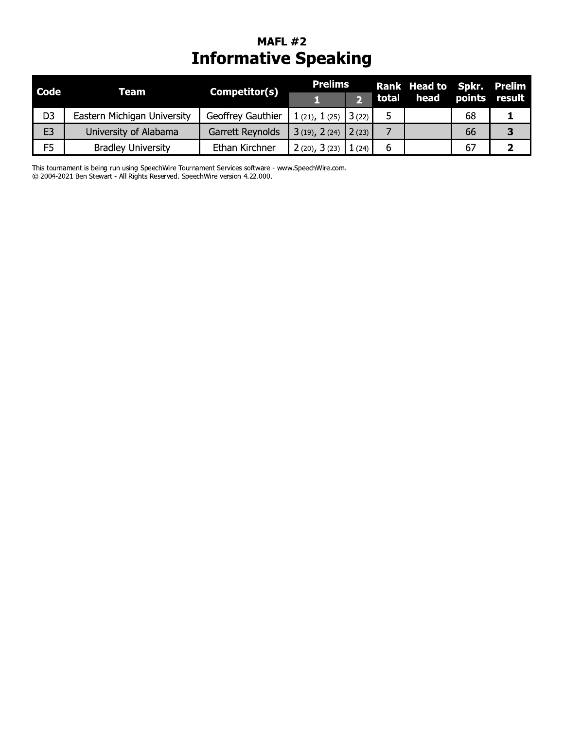## MAFL #2

# Informative Speaking

| Code | Team | Competitor(s) | Prelims | | Rank total | Head to head | Spkr. points | Prelim result |
|---|---|---|---|---|---|---|---|---|
| | | | 1 | 2 | | | | |
| D3 | Eastern Michigan University | Geoffrey Gauthier | 1 (21), 1 (25) | 3 (22) | 5 | | 68 | **1** |
| E3 | University of Alabama | Garrett Reynolds | 3 (19), 2 (24) | 2 (23) | 7 | | 66 | **3** |
| F5 | Bradley University | Ethan Kirchner | 2 (20), 3 (23) | 1 (24) | 6 | | 67 | **2** |

This tournament is being run using SpeechWire Tournament Services software - www.SpeechWire.com.
© 2004-2021 Ben Stewart - All Rights Reserved. SpeechWire version 4.22.000.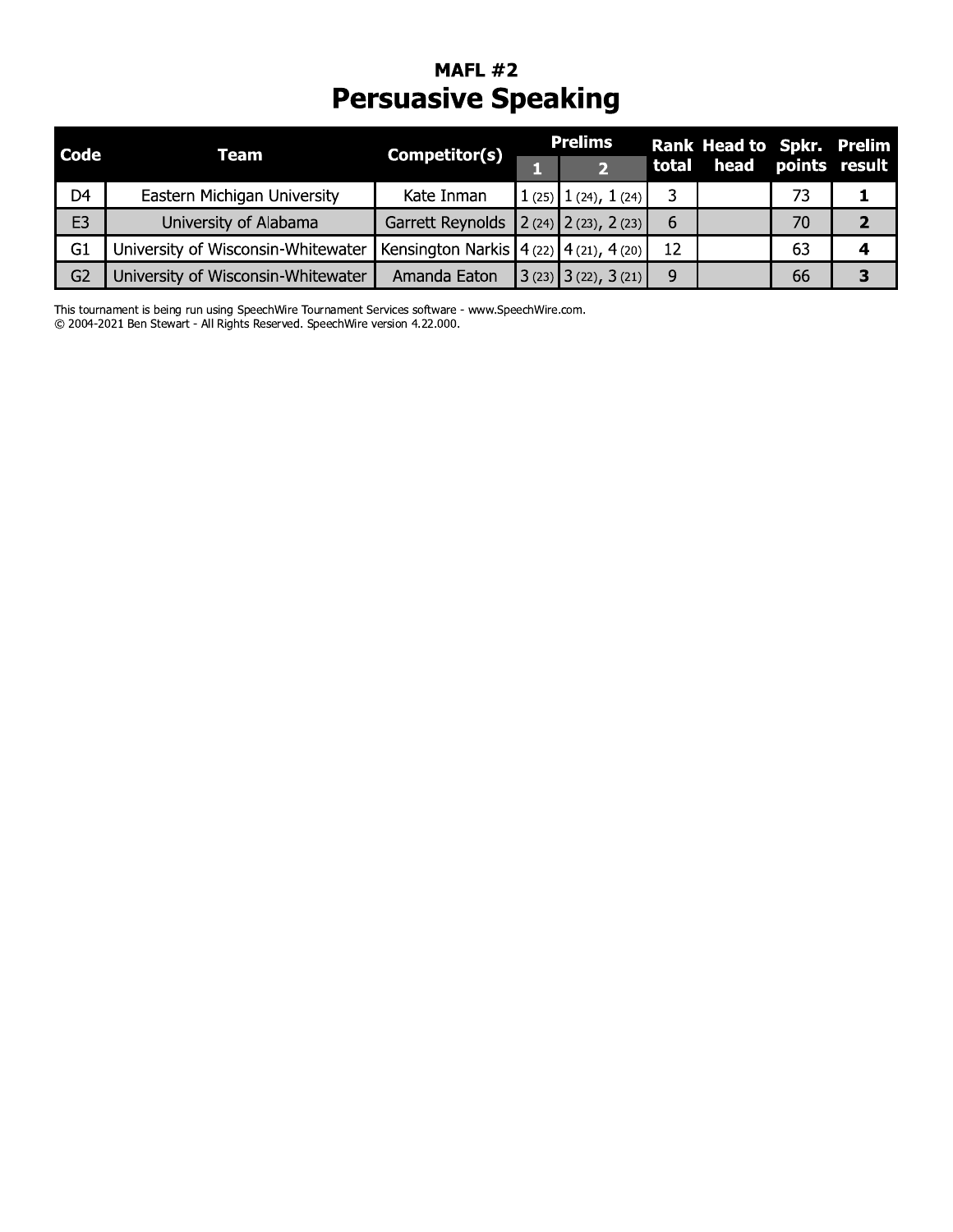## MAFL #2

# Persuasive Speaking

| Code | Team | Competitor(s) | Prelims | | Rank total | Head to head | Spkr. points | Prelim result |
|---|---|---|---|---|---|---|---|---|
| | | | 1 | 2 | | | | |
| D4 | Eastern Michigan University | Kate Inman | 1 (25) | 1 (24), 1 (24) | 3 | | 73 | **1** |
| E3 | University of Alabama | Garrett Reynolds | 2 (24) | 2 (23), 2 (23) | 6 | | 70 | **2** |
| G1 | University of Wisconsin-Whitewater | Kensington Narkis | 4 (22) | 4 (21), 4 (20) | 12 | | 63 | **4** |
| G2 | University of Wisconsin-Whitewater | Amanda Eaton | 3 (23) | 3 (22), 3 (21) | 9 | | 66 | **3** |

This tournament is being run using SpeechWire Tournament Services software - www.SpeechWire.com.
© 2004-2021 Ben Stewart - All Rights Reserved. SpeechWire version 4.22.000.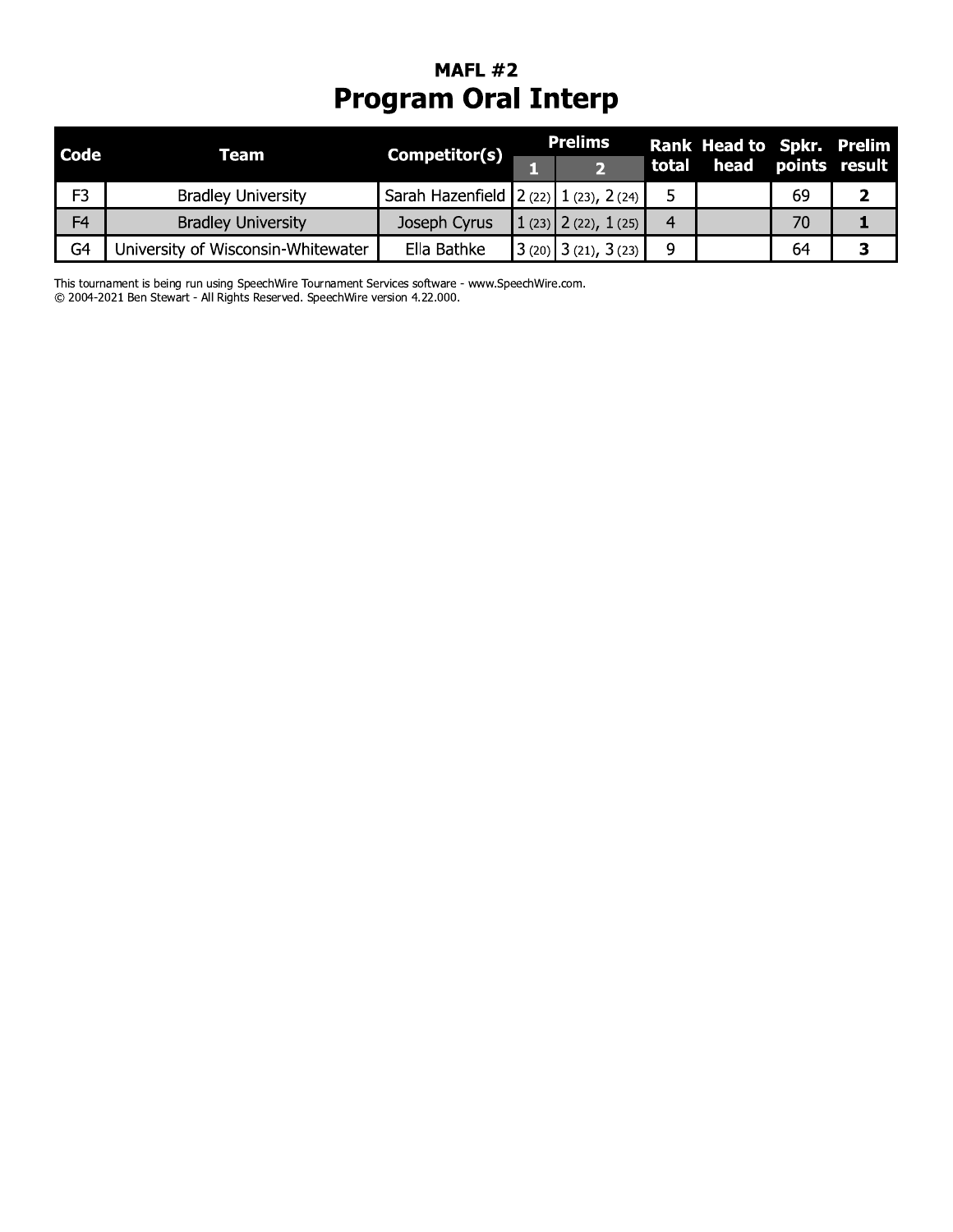## MAFL #2

# Program Oral Interp

| Code | Team | Competitor(s) | Prelims | | Rank total | Head to head | Spkr. points | Prelim result |
|---|---|---|---|---|---|---|---|---|
| | | | 1 | 2 | | | | |
| F3 | Bradley University | Sarah Hazenfield | 2 (22) | 1 (23), 2 (24) | 5 | | 69 | **2** |
| F4 | Bradley University | Joseph Cyrus | 1 (23) | 2 (22), 1 (25) | 4 | | 70 | **1** |
| G4 | University of Wisconsin-Whitewater | Ella Bathke | 3 (20) | 3 (21), 3 (23) | 9 | | 64 | **3** |

This tournament is being run using SpeechWire Tournament Services software - www.SpeechWire.com.
© 2004-2021 Ben Stewart - All Rights Reserved. SpeechWire version 4.22.000.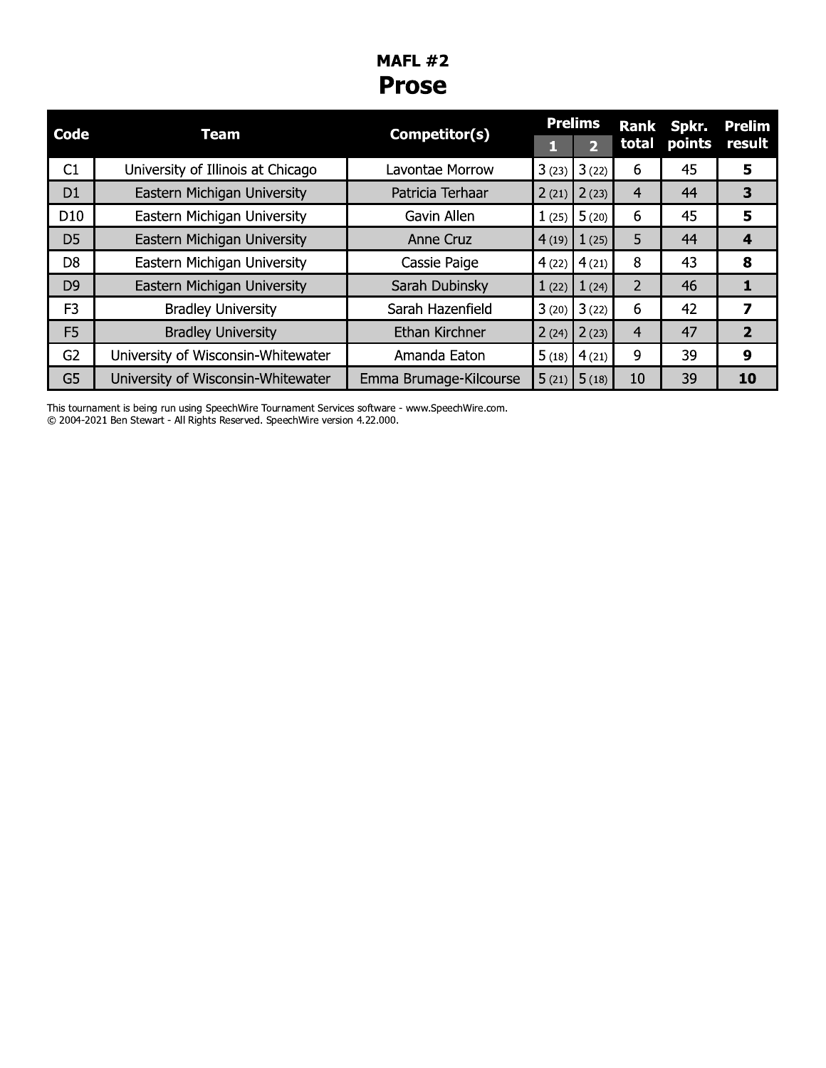## MAFL #2

# Prose

| Code | Team | Competitor(s) | Prelims | | Rank total | Spkr. points | Prelim result |
|---|---|---|---|---|---|---|---|
| | | | 1 | 2 | | | |
| C1 | University of Illinois at Chicago | Lavontae Morrow | 3 (23) | 3 (22) | 6 | 45 | **5** |
| D1 | Eastern Michigan University | Patricia Terhaar | 2 (21) | 2 (23) | 4 | 44 | **3** |
| D10 | Eastern Michigan University | Gavin Allen | 1 (25) | 5 (20) | 6 | 45 | **5** |
| D5 | Eastern Michigan University | Anne Cruz | 4 (19) | 1 (25) | 5 | 44 | **4** |
| D8 | Eastern Michigan University | Cassie Paige | 4 (22) | 4 (21) | 8 | 43 | **8** |
| D9 | Eastern Michigan University | Sarah Dubinsky | 1 (22) | 1 (24) | 2 | 46 | **1** |
| F3 | Bradley University | Sarah Hazenfield | 3 (20) | 3 (22) | 6 | 42 | **7** |
| F5 | Bradley University | Ethan Kirchner | 2 (24) | 2 (23) | 4 | 47 | **2** |
| G2 | University of Wisconsin-Whitewater | Amanda Eaton | 5 (18) | 4 (21) | 9 | 39 | **9** |
| G5 | University of Wisconsin-Whitewater | Emma Brumage-Kilcourse | 5 (21) | 5 (18) | 10 | 39 | **10** |

This tournament is being run using SpeechWire Tournament Services software - www.SpeechWire.com.
© 2004-2021 Ben Stewart - All Rights Reserved. SpeechWire version 4.22.000.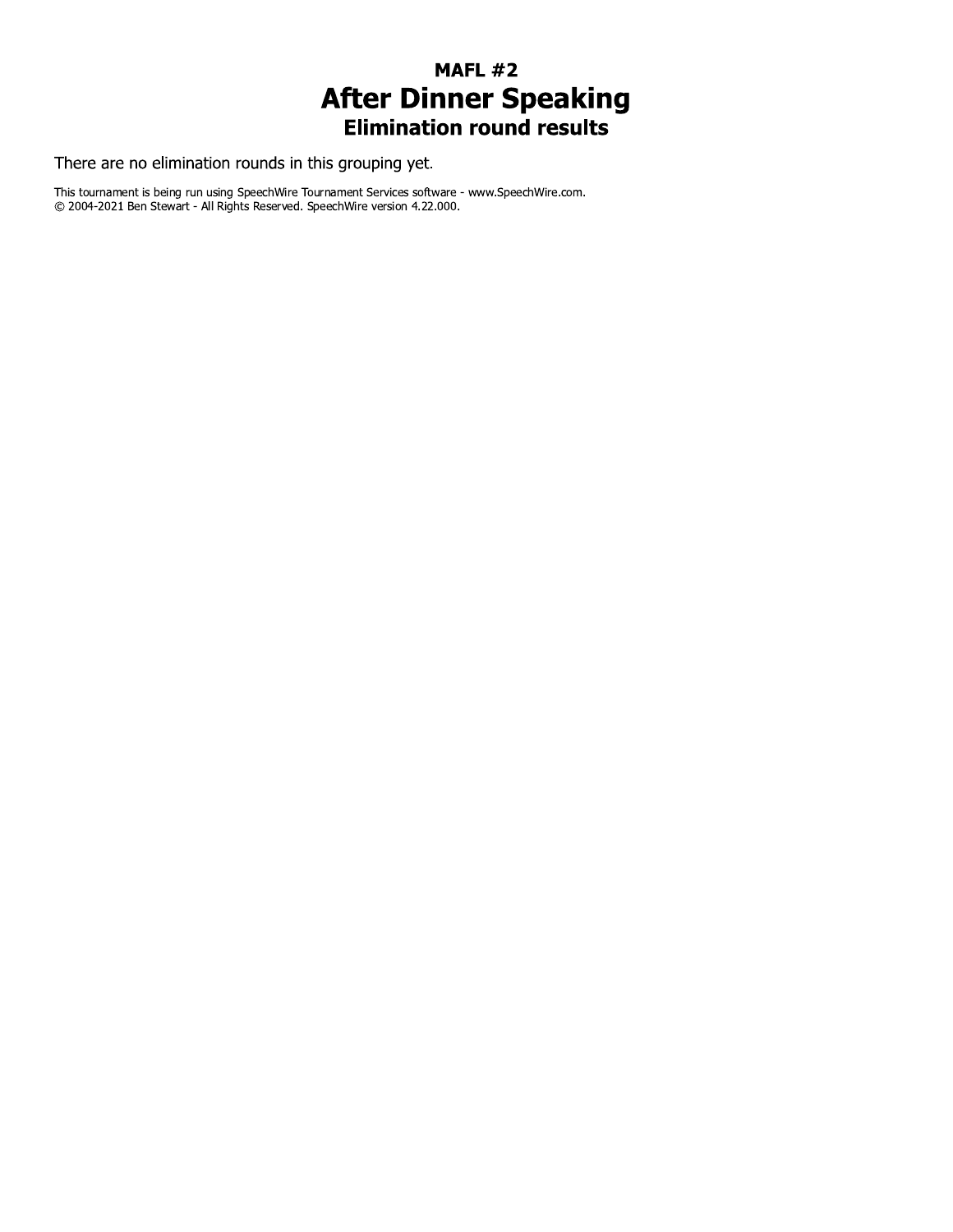### MAFL #2

# After Dinner Speaking

### Elimination round results

There are no elimination rounds in this grouping yet.

This tournament is being run using SpeechWire Tournament Services software - www.SpeechWire.com.
© 2004-2021 Ben Stewart - All Rights Reserved. SpeechWire version 4.22.000.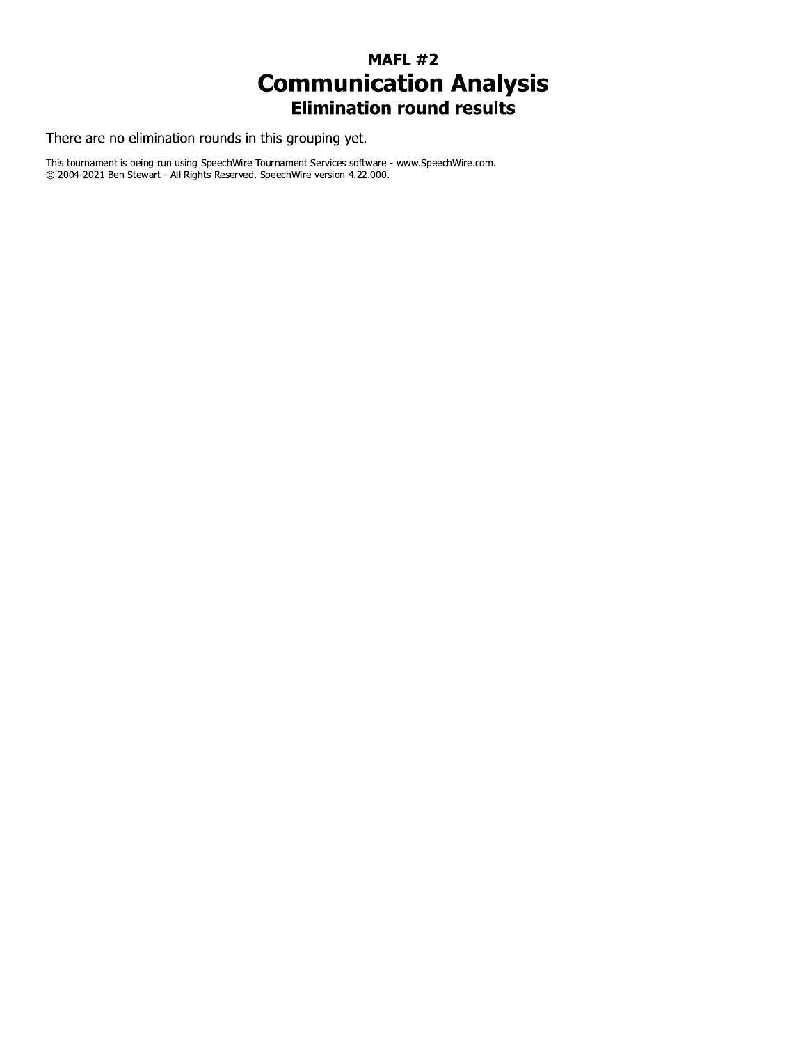# MAFL #2
# Communication Analysis
## Elimination round results

There are no elimination rounds in this grouping yet.

This tournament is being run using SpeechWire Tournament Services software - www.SpeechWire.com.
© 2004-2021 Ben Stewart - All Rights Reserved. SpeechWire version 4.22.000.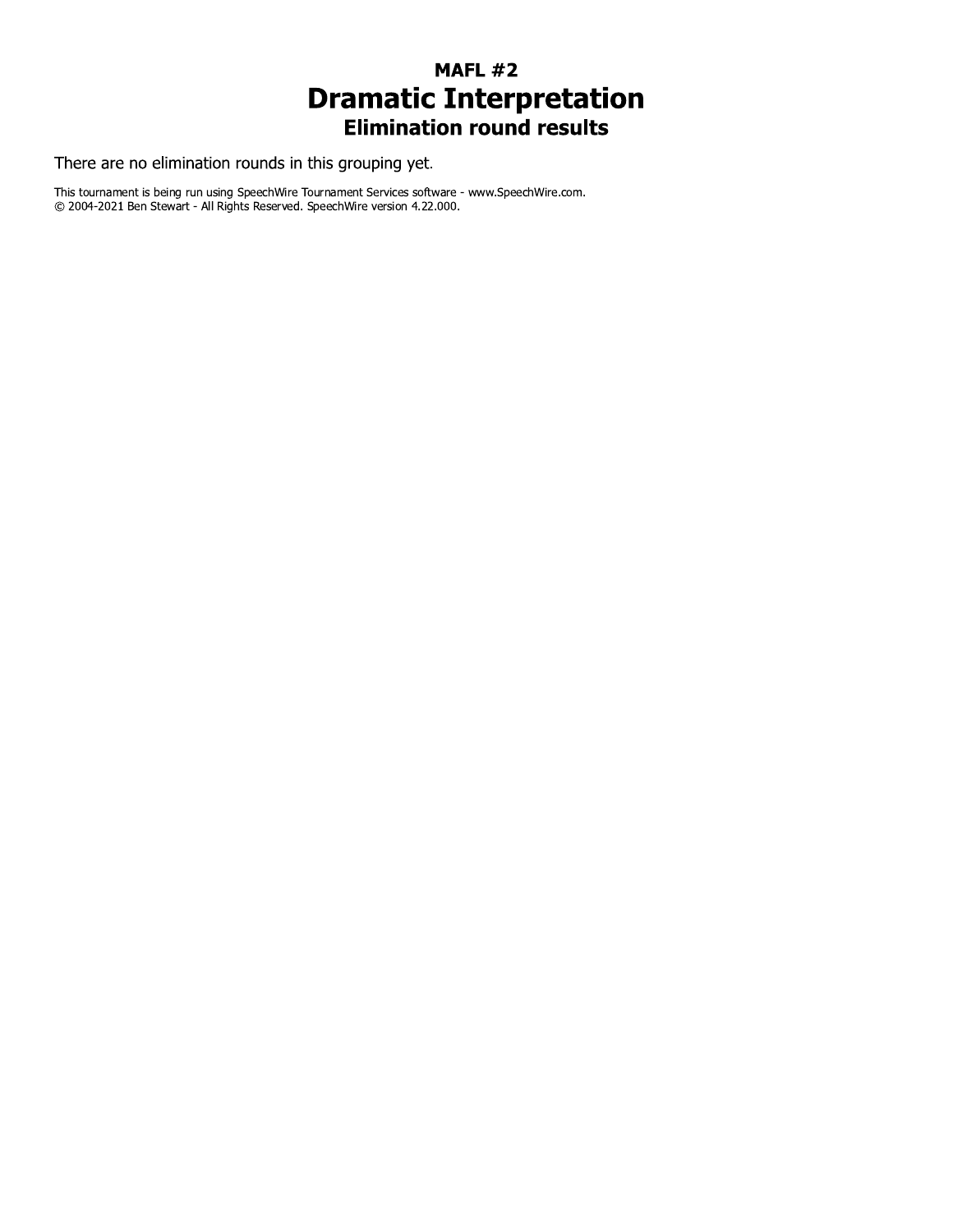### MAFL #2
# Dramatic Interpretation
### Elimination round results

There are no elimination rounds in this grouping yet.

This tournament is being run using SpeechWire Tournament Services software - www.SpeechWire.com.
© 2004-2021 Ben Stewart - All Rights Reserved. SpeechWire version 4.22.000.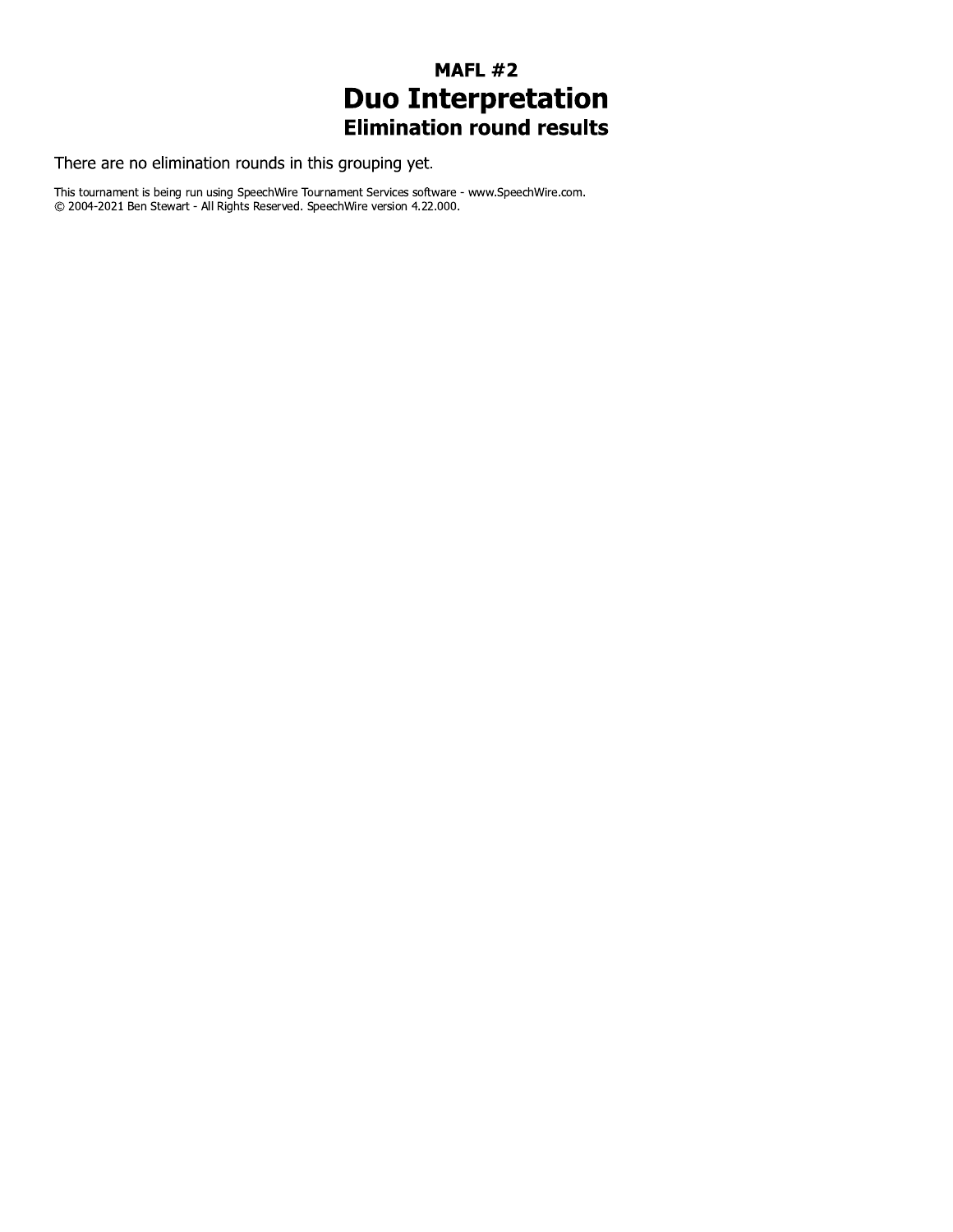### MAFL #2

# Duo Interpretation

### Elimination round results

There are no elimination rounds in this grouping yet.

This tournament is being run using SpeechWire Tournament Services software - www.SpeechWire.com.
© 2004-2021 Ben Stewart - All Rights Reserved. SpeechWire version 4.22.000.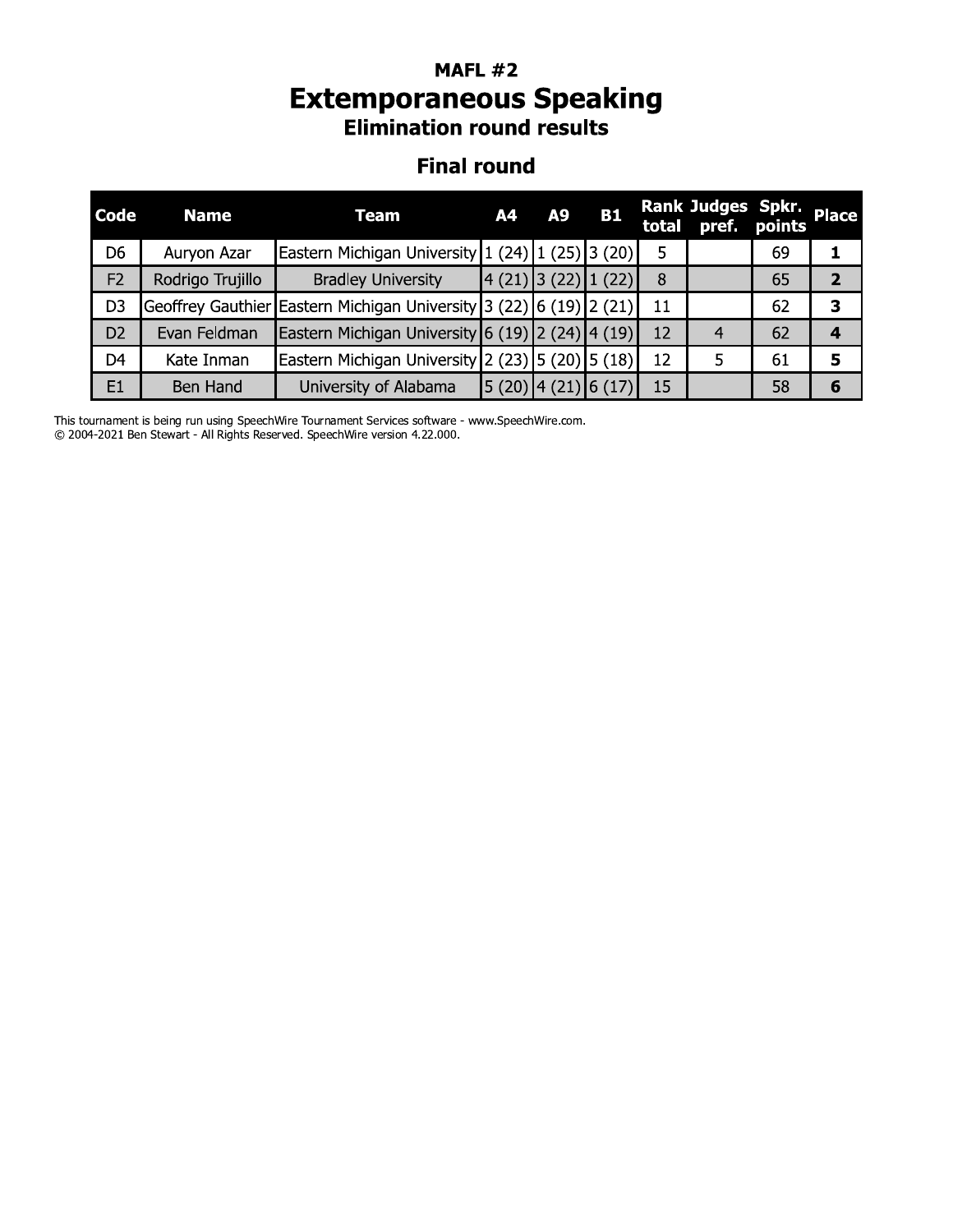## MAFL #2

# Extemporaneous Speaking

### Elimination round results

### Final round

| Code | Name | Team | A4 | A9 | B1 | Rank total | Judges pref. | Spkr. points | Place |
|---|---|---|---|---|---|---|---|---|---|
| D6 | Auryon Azar | Eastern Michigan University | 1 (24) | 1 (25) | 3 (20) | 5 | | 69 | **1** |
| F2 | Rodrigo Trujillo | Bradley University | 4 (21) | 3 (22) | 1 (22) | 8 | | 65 | **2** |
| D3 | Geoffrey Gauthier | Eastern Michigan University | 3 (22) | 6 (19) | 2 (21) | 11 | | 62 | **3** |
| D2 | Evan Feldman | Eastern Michigan University | 6 (19) | 2 (24) | 4 (19) | 12 | 4 | 62 | **4** |
| D4 | Kate Inman | Eastern Michigan University | 2 (23) | 5 (20) | 5 (18) | 12 | 5 | 61 | **5** |
| E1 | Ben Hand | University of Alabama | 5 (20) | 4 (21) | 6 (17) | 15 | | 58 | **6** |

This tournament is being run using SpeechWire Tournament Services software - www.SpeechWire.com.
© 2004-2021 Ben Stewart - All Rights Reserved. SpeechWire version 4.22.000.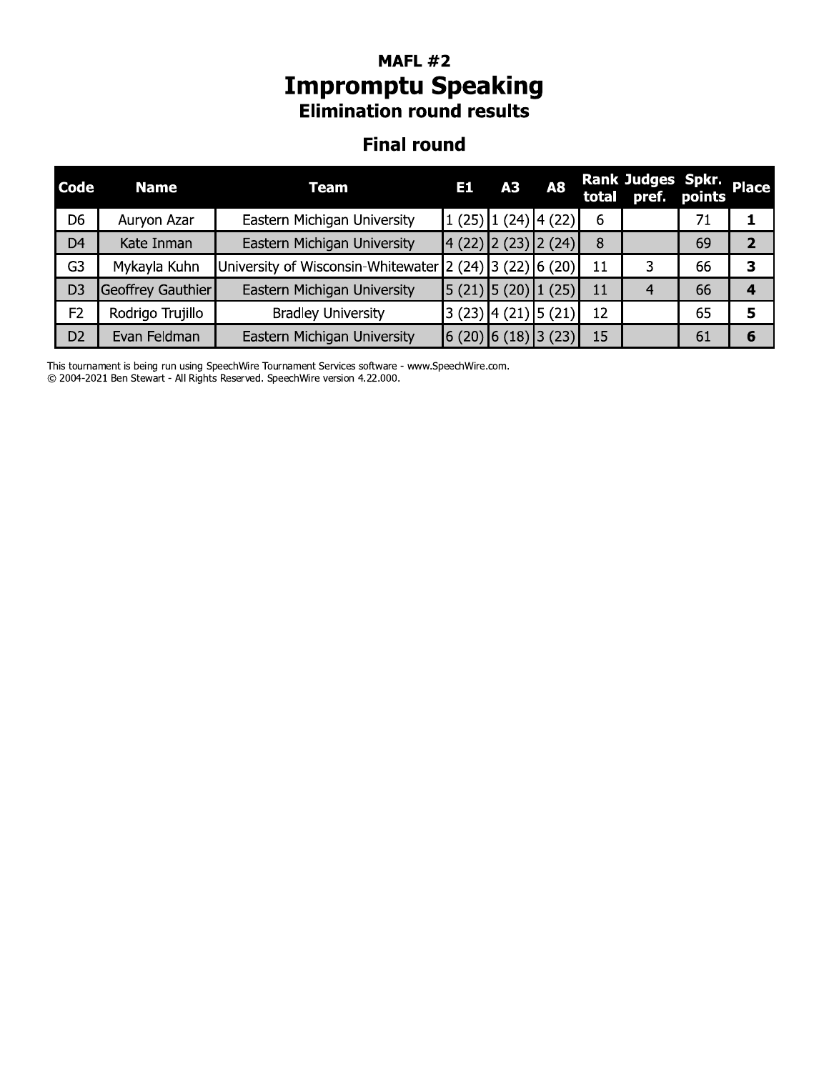# MAFL #2
## Impromptu Speaking
### Elimination round results

### Final round

| Code | Name | Team | E1 | A3 | A8 | Rank total | Judges pref. | Spkr. points | Place |
|---|---|---|---|---|---|---|---|---|---|
| D6 | Auryon Azar | Eastern Michigan University | 1 (25) | 1 (24) | 4 (22) | 6 | | 71 | **1** |
| D4 | Kate Inman | Eastern Michigan University | 4 (22) | 2 (23) | 2 (24) | 8 | | 69 | **2** |
| G3 | Mykayla Kuhn | University of Wisconsin-Whitewater | 2 (24) | 3 (22) | 6 (20) | 11 | 3 | 66 | **3** |
| D3 | Geoffrey Gauthier | Eastern Michigan University | 5 (21) | 5 (20) | 1 (25) | 11 | 4 | 66 | **4** |
| F2 | Rodrigo Trujillo | Bradley University | 3 (23) | 4 (21) | 5 (21) | 12 | | 65 | **5** |
| D2 | Evan Feldman | Eastern Michigan University | 6 (20) | 6 (18) | 3 (23) | 15 | | 61 | **6** |

This tournament is being run using SpeechWire Tournament Services software - www.SpeechWire.com.
© 2004-2021 Ben Stewart - All Rights Reserved. SpeechWire version 4.22.000.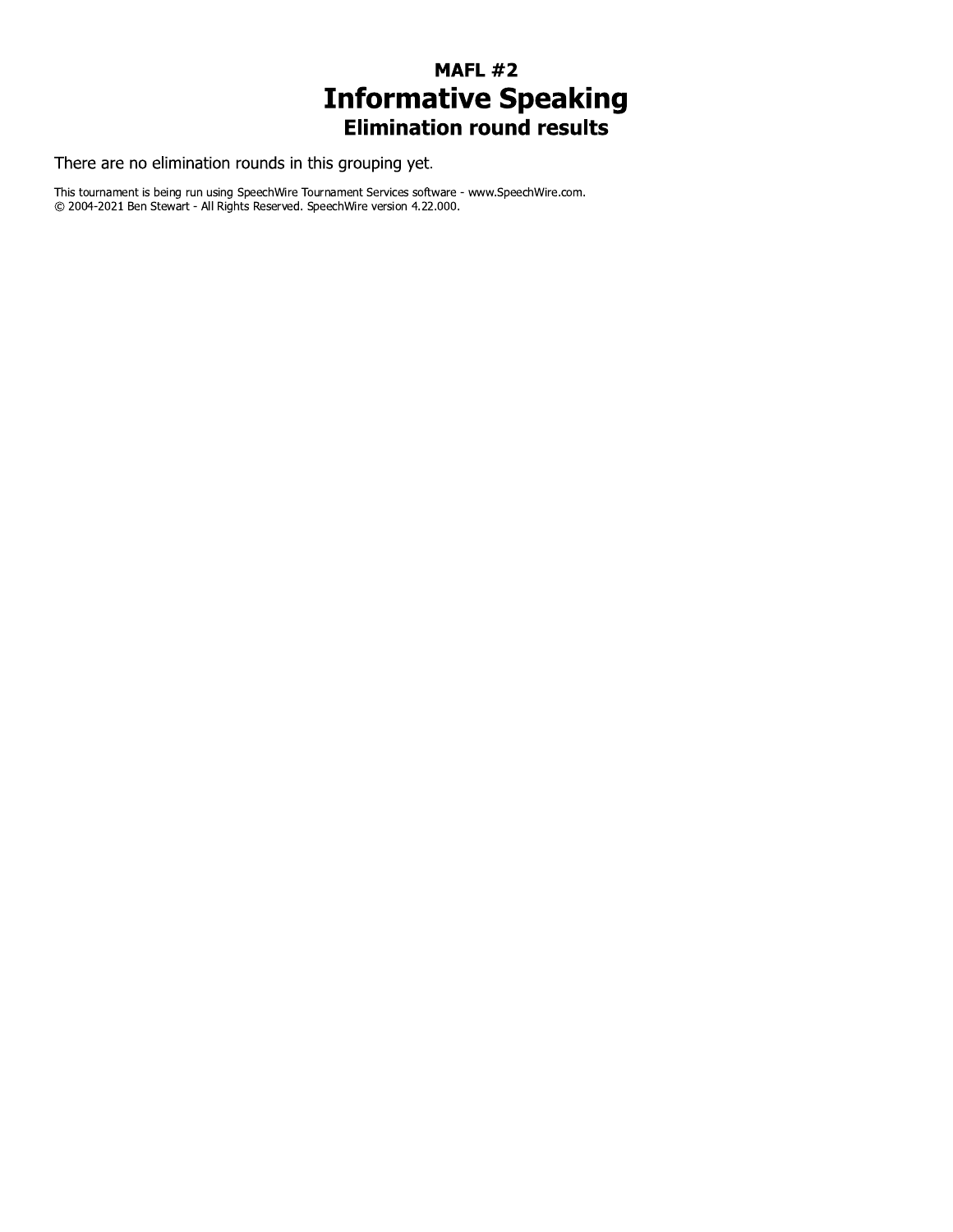# MAFL #2

# Informative Speaking

## Elimination round results

There are no elimination rounds in this grouping yet.

This tournament is being run using SpeechWire Tournament Services software - www.SpeechWire.com.
© 2004-2021 Ben Stewart - All Rights Reserved. SpeechWire version 4.22.000.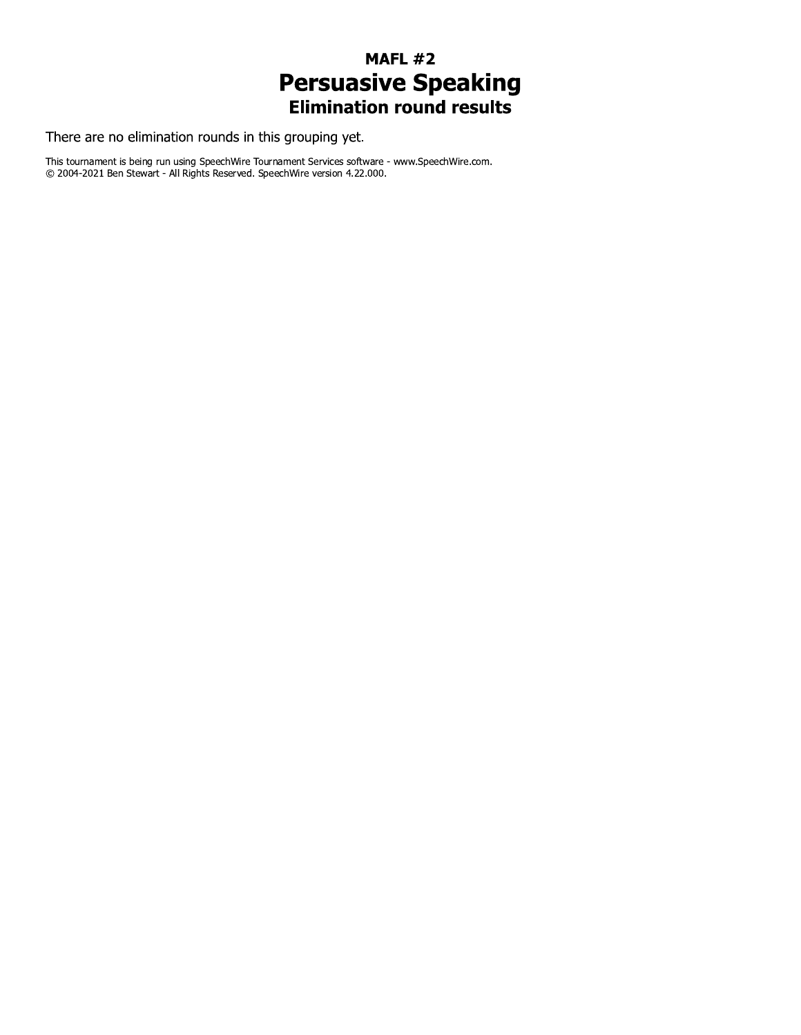### MAFL #2
# Persuasive Speaking
### Elimination round results

There are no elimination rounds in this grouping yet.

This tournament is being run using SpeechWire Tournament Services software - www.SpeechWire.com.
© 2004-2021 Ben Stewart - All Rights Reserved. SpeechWire version 4.22.000.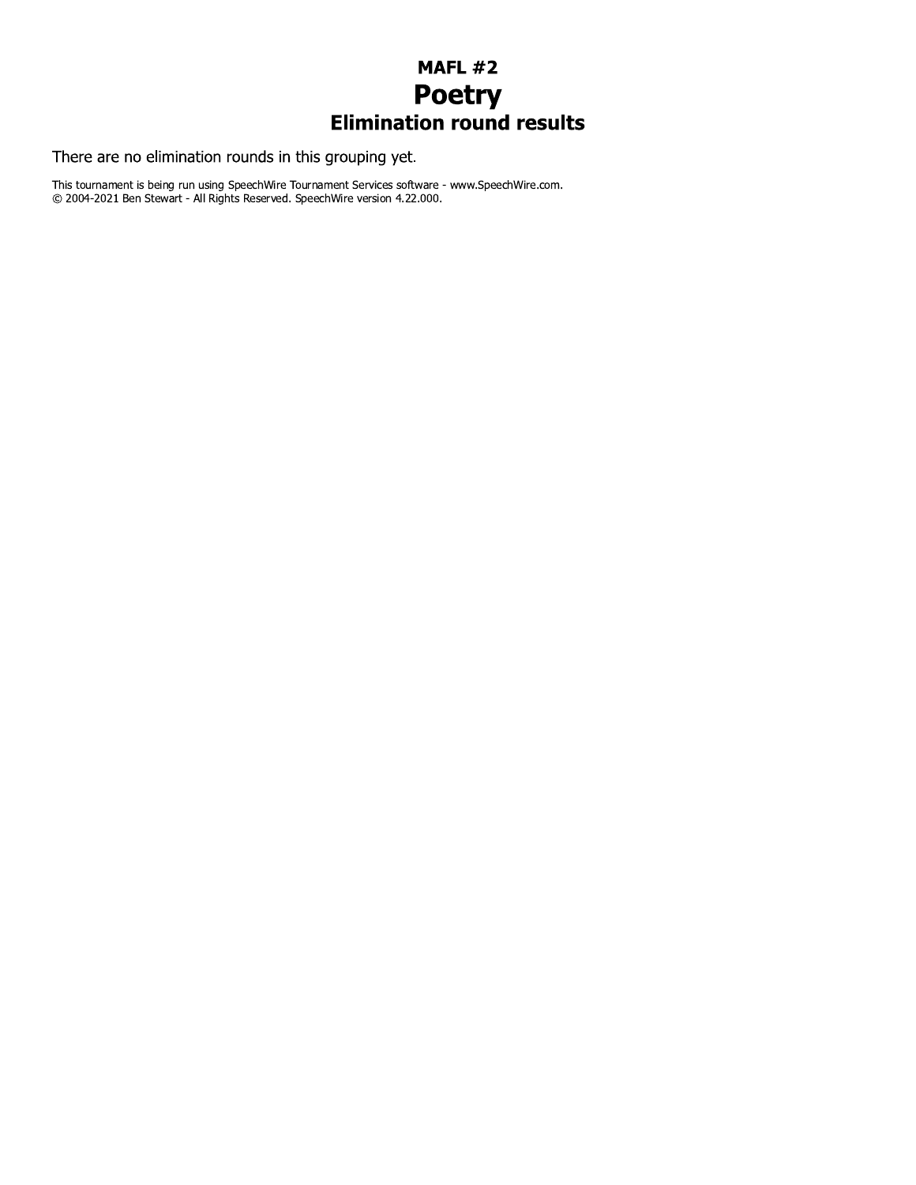# MAFL #2
## Poetry
### Elimination round results

There are no elimination rounds in this grouping yet.

This tournament is being run using SpeechWire Tournament Services software - www.SpeechWire.com.
© 2004-2021 Ben Stewart - All Rights Reserved. SpeechWire version 4.22.000.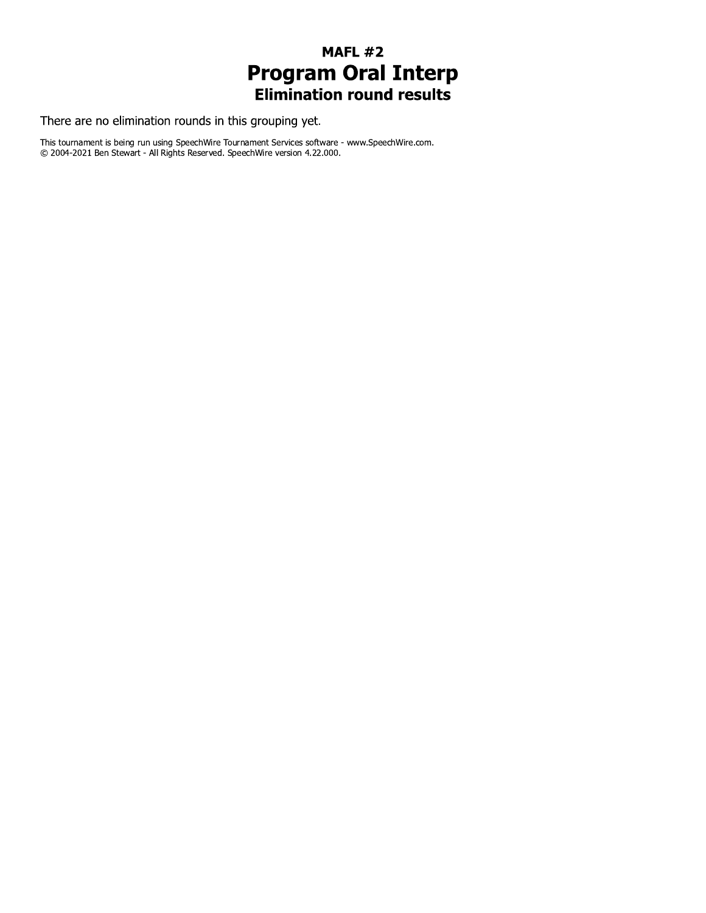### MAFL #2

# Program Oral Interp

### Elimination round results

There are no elimination rounds in this grouping yet.

This tournament is being run using SpeechWire Tournament Services software - www.SpeechWire.com.
© 2004-2021 Ben Stewart - All Rights Reserved. SpeechWire version 4.22.000.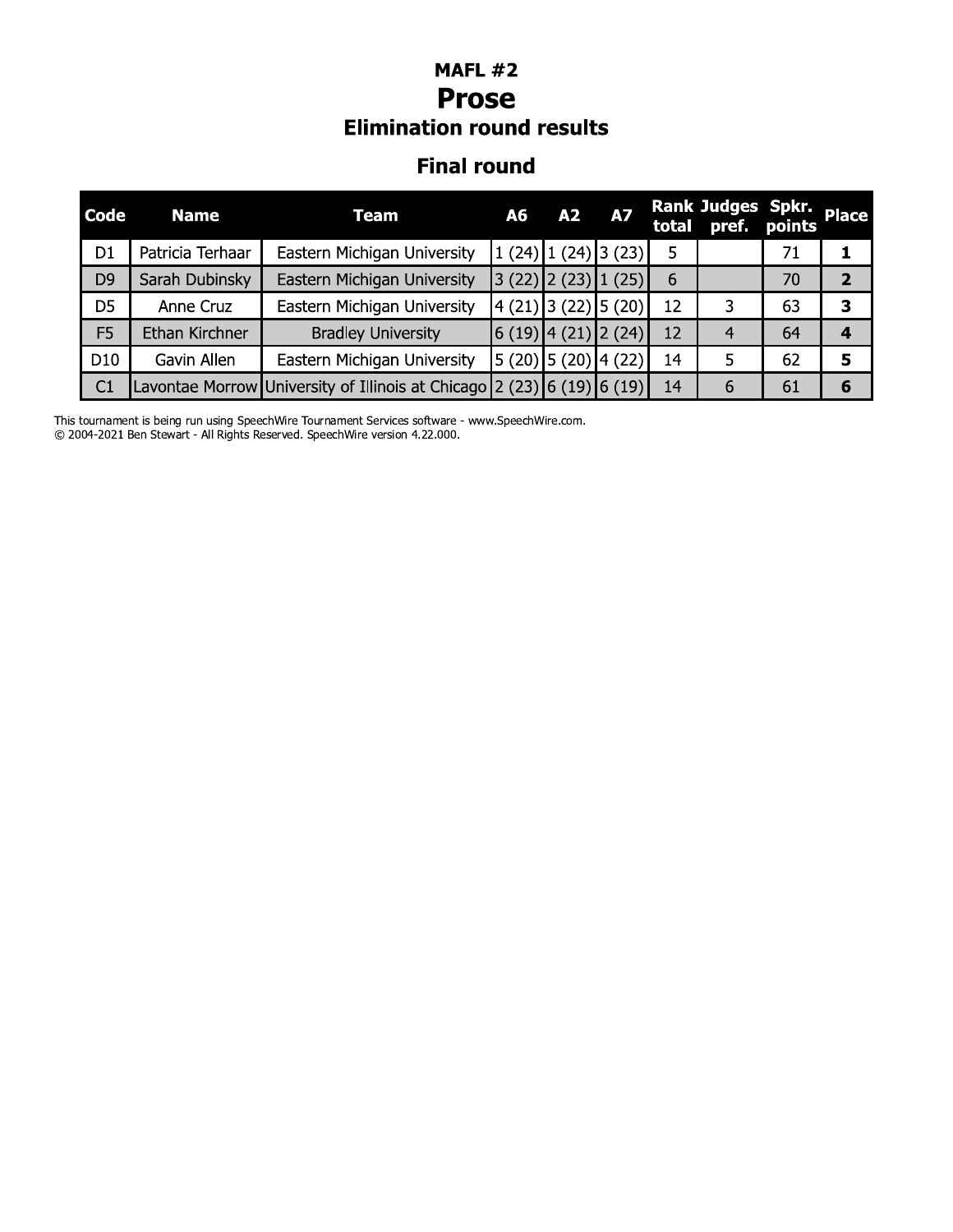## MAFL #2

# Prose

### Elimination round results

### Final round

| Code | Name | Team | A6 | A2 | A7 | Rank total | Judges pref. | Spkr. points | Place |
|---|---|---|---|---|---|---|---|---|---|
| D1 | Patricia Terhaar | Eastern Michigan University | 1 (24) | 1 (24) | 3 (23) | 5 | | 71 | **1** |
| D9 | Sarah Dubinsky | Eastern Michigan University | 3 (22) | 2 (23) | 1 (25) | 6 | | 70 | **2** |
| D5 | Anne Cruz | Eastern Michigan University | 4 (21) | 3 (22) | 5 (20) | 12 | 3 | 63 | **3** |
| F5 | Ethan Kirchner | Bradley University | 6 (19) | 4 (21) | 2 (24) | 12 | 4 | 64 | **4** |
| D10 | Gavin Allen | Eastern Michigan University | 5 (20) | 5 (20) | 4 (22) | 14 | 5 | 62 | **5** |
| C1 | Lavontae Morrow | University of Illinois at Chicago | 2 (23) | 6 (19) | 6 (19) | 14 | 6 | 61 | **6** |

This tournament is being run using SpeechWire Tournament Services software - www.SpeechWire.com.
© 2004-2021 Ben Stewart - All Rights Reserved. SpeechWire version 4.22.000.